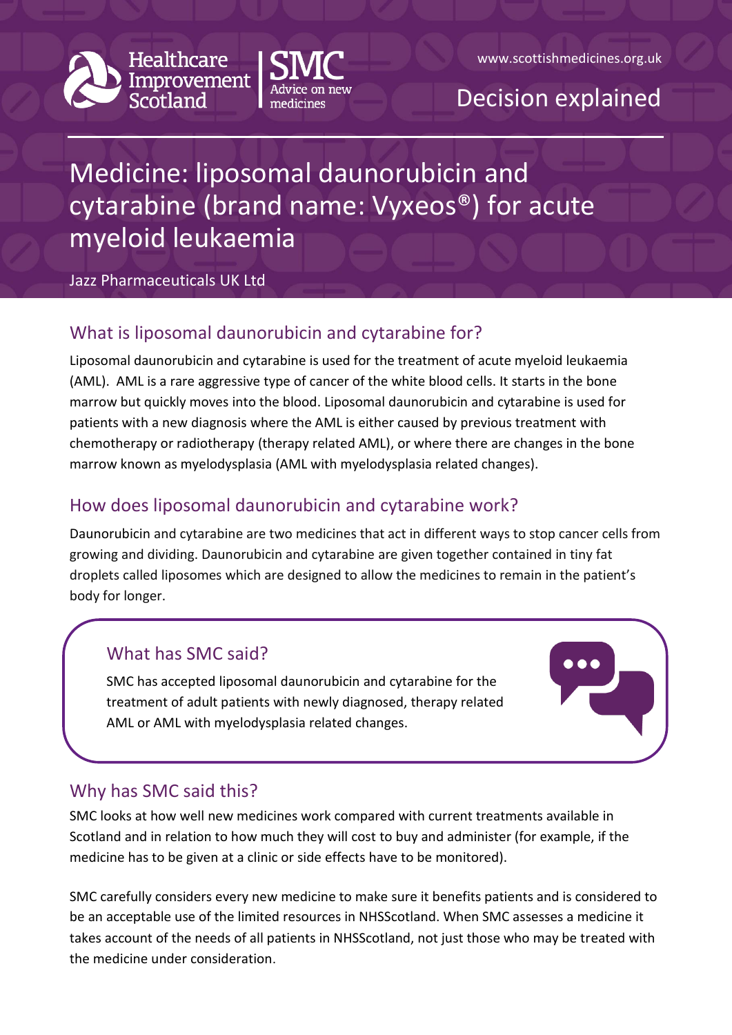Healthcare Improvement Scotland | SMC Advice on new medicines

www.scottishmedicines.org.uk

Decision explained

# Medicine: liposomal daunorubicin and cytarabine (brand name: Vyxeos®) for acute myeloid leukaemia

Jazz Pharmaceuticals UK Ltd

## What is liposomal daunorubicin and cytarabine for?

Liposomal daunorubicin and cytarabine is used for the treatment of acute myeloid leukaemia (AML). AML is a rare aggressive type of cancer of the white blood cells. It starts in the bone marrow but quickly moves into the blood. Liposomal daunorubicin and cytarabine is used for patients with a new diagnosis where the AML is either caused by previous treatment with chemotherapy or radiotherapy (therapy related AML), or where there are changes in the bone marrow known as myelodysplasia (AML with myelodysplasia related changes).

## How does liposomal daunorubicin and cytarabine work?

Daunorubicin and cytarabine are two medicines that act in different ways to stop cancer cells from growing and dividing. Daunorubicin and cytarabine are given together contained in tiny fat droplets called liposomes which are designed to allow the medicines to remain in the patient's body for longer.

## What has SMC said?

SMC has accepted liposomal daunorubicin and cytarabine for the treatment of adult patients with newly diagnosed, therapy related AML or AML with myelodysplasia related changes.

## Why has SMC said this?

SMC looks at how well new medicines work compared with current treatments available in Scotland and in relation to how much they will cost to buy and administer (for example, if the medicine has to be given at a clinic or side effects have to be monitored).

SMC carefully considers every new medicine to make sure it benefits patients and is considered to be an acceptable use of the limited resources in NHSScotland. When SMC assesses a medicine it takes account of the needs of all patients in NHSScotland, not just those who may be treated with the medicine under consideration.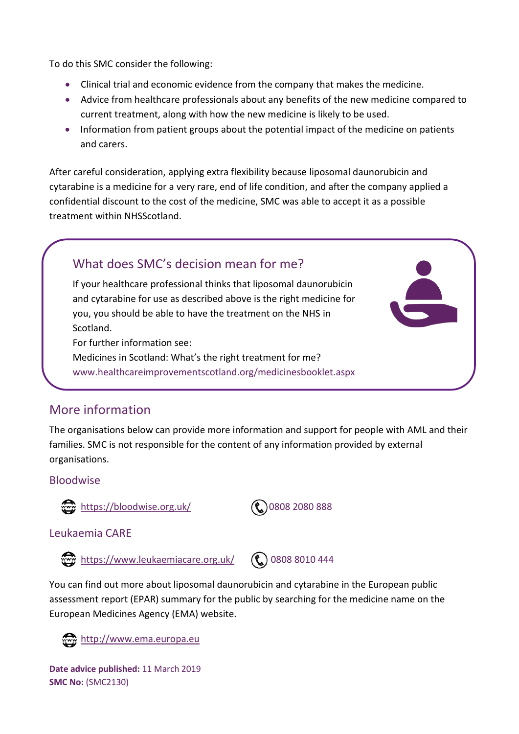To do this SMC consider the following:

- Clinical trial and economic evidence from the company that makes the medicine.
- Advice from healthcare professionals about any benefits of the new medicine compared to current treatment, along with how the new medicine is likely to be used.
- Information from patient groups about the potential impact of the medicine on patients and carers.

After careful consideration, applying extra flexibility because liposomal daunorubicin and cytarabine is a medicine for a very rare, end of life condition, and after the company applied a confidential discount to the cost of the medicine, SMC was able to accept it as a possible treatment within NHSScotland.

## What does SMC's decision mean for me?

If your healthcare professional thinks that liposomal daunorubicin and cytarabine for use as described above is the right medicine for you, you should be able to have the treatment on the NHS in Scotland.

For further information see:
Medicines in Scotland: What's the right treatment for me?
www.healthcareimprovementscotland.org/medicinesbooklet.aspx

## More information

The organisations below can provide more information and support for people with AML and their families. SMC is not responsible for the content of any information provided by external organisations.

### Bloodwise

https://bloodwise.org.uk/ 0808 2080 888

### Leukaemia CARE

https://www.leukaemiacare.org.uk/ 0808 8010 444

You can find out more about liposomal daunorubicin and cytarabine in the European public assessment report (EPAR) summary for the public by searching for the medicine name on the European Medicines Agency (EMA) website.

http://www.ema.europa.eu

**Date advice published:** 11 March 2019
**SMC No:** (SMC2130)